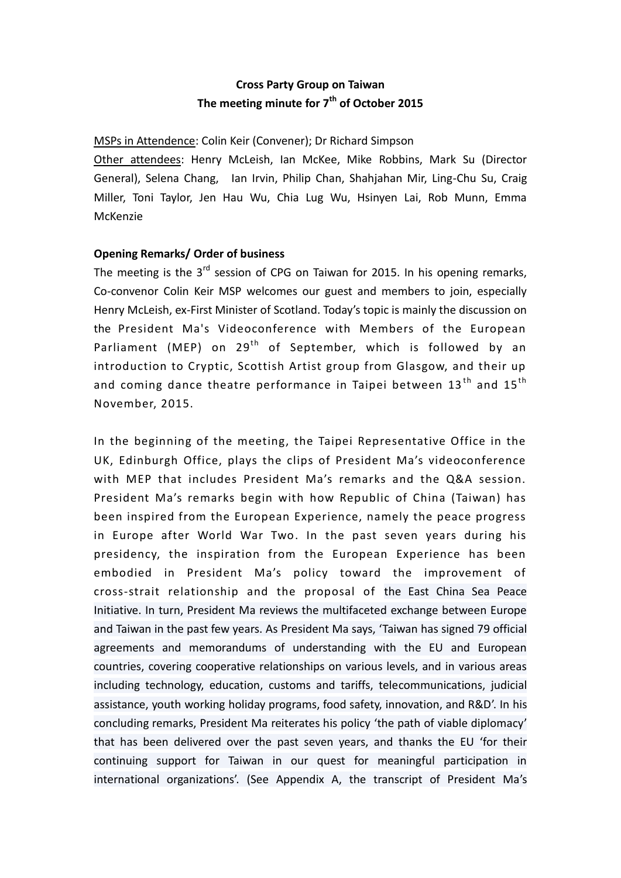**Cross Party Group on Taiwan**

**The meeting minute for 7th of October 2015**

MSPs in Attendence: Colin Keir (Convener); Dr Richard Simpson

Other attendees: Henry McLeish, Ian McKee, Mike Robbins, Mark Su (Director General), Selena Chang, Ian Irvin, Philip Chan, Shahjahan Mir, Ling-Chu Su, Craig Miller, Toni Taylor, Jen Hau Wu, Chia Lug Wu, Hsinyen Lai, Rob Munn, Emma McKenzie

**Opening Remarks/ Order of business**

The meeting is the 3rd session of CPG on Taiwan for 2015. In his opening remarks, Co-convenor Colin Keir MSP welcomes our guest and members to join, especially Henry McLeish, ex-First Minister of Scotland. Today's topic is mainly the discussion on the President Ma's Videoconference with Members of the European Parliament (MEP) on 29th of September, which is followed by an introduction to Cryptic, Scottish Artist group from Glasgow, and their up and coming dance theatre performance in Taipei between 13th and 15th November, 2015.

In the beginning of the meeting, the Taipei Representative Office in the UK, Edinburgh Office, plays the clips of President Ma's videoconference with MEP that includes President Ma's remarks and the Q&A session. President Ma's remarks begin with how Republic of China (Taiwan) has been inspired from the European Experience, namely the peace progress in Europe after World War Two. In the past seven years during his presidency, the inspiration from the European Experience has been embodied in President Ma's policy toward the improvement of cross-strait relationship and the proposal of the East China Sea Peace Initiative. In turn, President Ma reviews the multifaceted exchange between Europe and Taiwan in the past few years. As President Ma says, 'Taiwan has signed 79 official agreements and memorandums of understanding with the EU and European countries, covering cooperative relationships on various levels, and in various areas including technology, education, customs and tariffs, telecommunications, judicial assistance, youth working holiday programs, food safety, innovation, and R&D'. In his concluding remarks, President Ma reiterates his policy 'the path of viable diplomacy' that has been delivered over the past seven years, and thanks the EU 'for their continuing support for Taiwan in our quest for meaningful participation in international organizations'. (See Appendix A, the transcript of President Ma's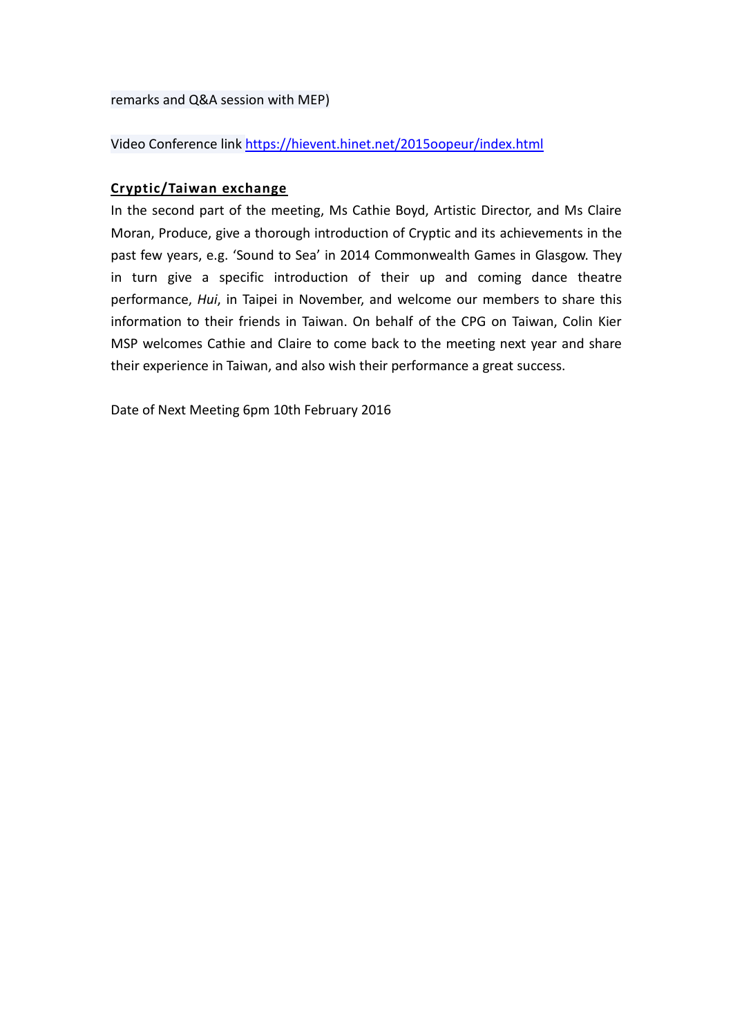remarks and Q&A session with MEP)

Video Conference link [https://hievent.hinet.net/2015oopeur/index.html](https://hievent.hinet.net/2015oopeur/index.html)

**Cryptic/Taiwan exchange**

In the second part of the meeting, Ms Cathie Boyd, Artistic Director, and Ms Claire Moran, Produce, give a thorough introduction of Cryptic and its achievements in the past few years, e.g. 'Sound to Sea' in 2014 Commonwealth Games in Glasgow. They in turn give a specific introduction of their up and coming dance theatre performance, *Hui*, in Taipei in November, and welcome our members to share this information to their friends in Taiwan. On behalf of the CPG on Taiwan, Colin Kier MSP welcomes Cathie and Claire to come back to the meeting next year and share their experience in Taiwan, and also wish their performance a great success.

Date of Next Meeting 6pm 10th February 2016